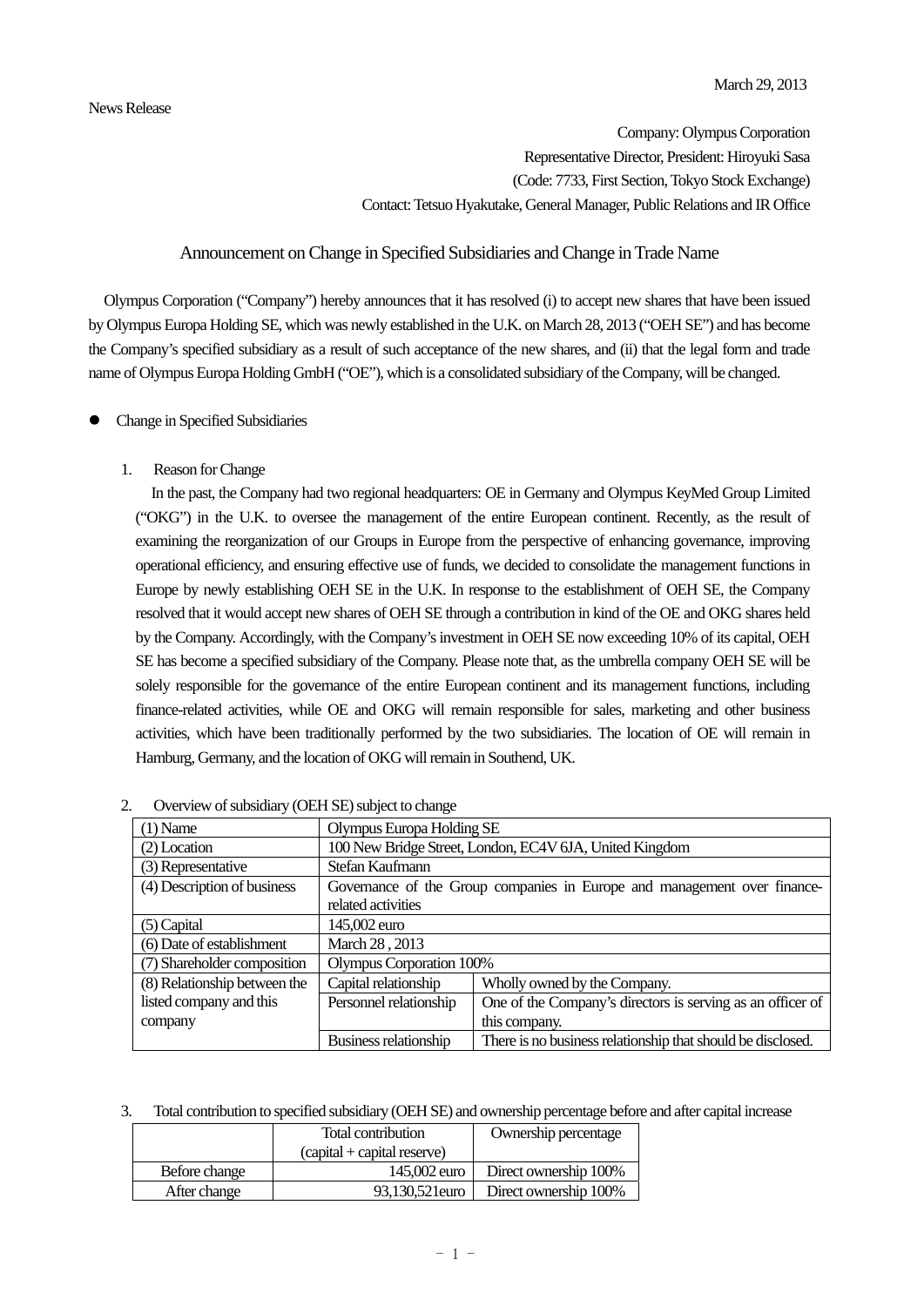March 29, 2013

News Release

Company: Olympus Corporation
Representative Director, President: Hiroyuki Sasa
(Code: 7733, First Section, Tokyo Stock Exchange)
Contact: Tetsuo Hyakutake, General Manager, Public Relations and IR Office

# Announcement on Change in Specified Subsidiaries and Change in Trade Name

Olympus Corporation ("Company") hereby announces that it has resolved (i) to accept new shares that have been issued by Olympus Europa Holding SE, which was newly established in the U.K. on March 28, 2013 ("OEH SE") and has become the Company's specified subsidiary as a result of such acceptance of the new shares, and (ii) that the legal form and trade name of Olympus Europa Holding GmbH ("OE"), which is a consolidated subsidiary of the Company, will be changed.

- Change in Specified Subsidiaries

1. Reason for Change

In the past, the Company had two regional headquarters: OE in Germany and Olympus KeyMed Group Limited ("OKG") in the U.K. to oversee the management of the entire European continent. Recently, as the result of examining the reorganization of our Groups in Europe from the perspective of enhancing governance, improving operational efficiency, and ensuring effective use of funds, we decided to consolidate the management functions in Europe by newly establishing OEH SE in the U.K. In response to the establishment of OEH SE, the Company resolved that it would accept new shares of OEH SE through a contribution in kind of the OE and OKG shares held by the Company. Accordingly, with the Company's investment in OEH SE now exceeding 10% of its capital, OEH SE has become a specified subsidiary of the Company. Please note that, as the umbrella company OEH SE will be solely responsible for the governance of the entire European continent and its management functions, including finance-related activities, while OE and OKG will remain responsible for sales, marketing and other business activities, which have been traditionally performed by the two subsidiaries. The location of OE will remain in Hamburg, Germany, and the location of OKG will remain in Southend, UK.

2. Overview of subsidiary (OEH SE) subject to change

| (1) Name | Olympus Europa Holding SE | |
|---|---|---|
| (2) Location | 100 New Bridge Street, London, EC4V 6JA, United Kingdom | |
| (3) Representative | Stefan Kaufmann | |
| (4) Description of business | Governance of the Group companies in Europe and management over finance-related activities | |
| (5) Capital | 145,002 euro | |
| (6) Date of establishment | March 28 , 2013 | |
| (7) Shareholder composition | Olympus Corporation 100% | |
| (8) Relationship between the listed company and this company | Capital relationship | Wholly owned by the Company. |
| | Personnel relationship | One of the Company's directors is serving as an officer of this company. |
| | Business relationship | There is no business relationship that should be disclosed. |

3. Total contribution to specified subsidiary (OEH SE) and ownership percentage before and after capital increase

| | Total contribution (capital + capital reserve) | Ownership percentage |
|---|---|---|
| Before change | 145,002 euro | Direct ownership 100% |
| After change | 93,130,521euro | Direct ownership 100% |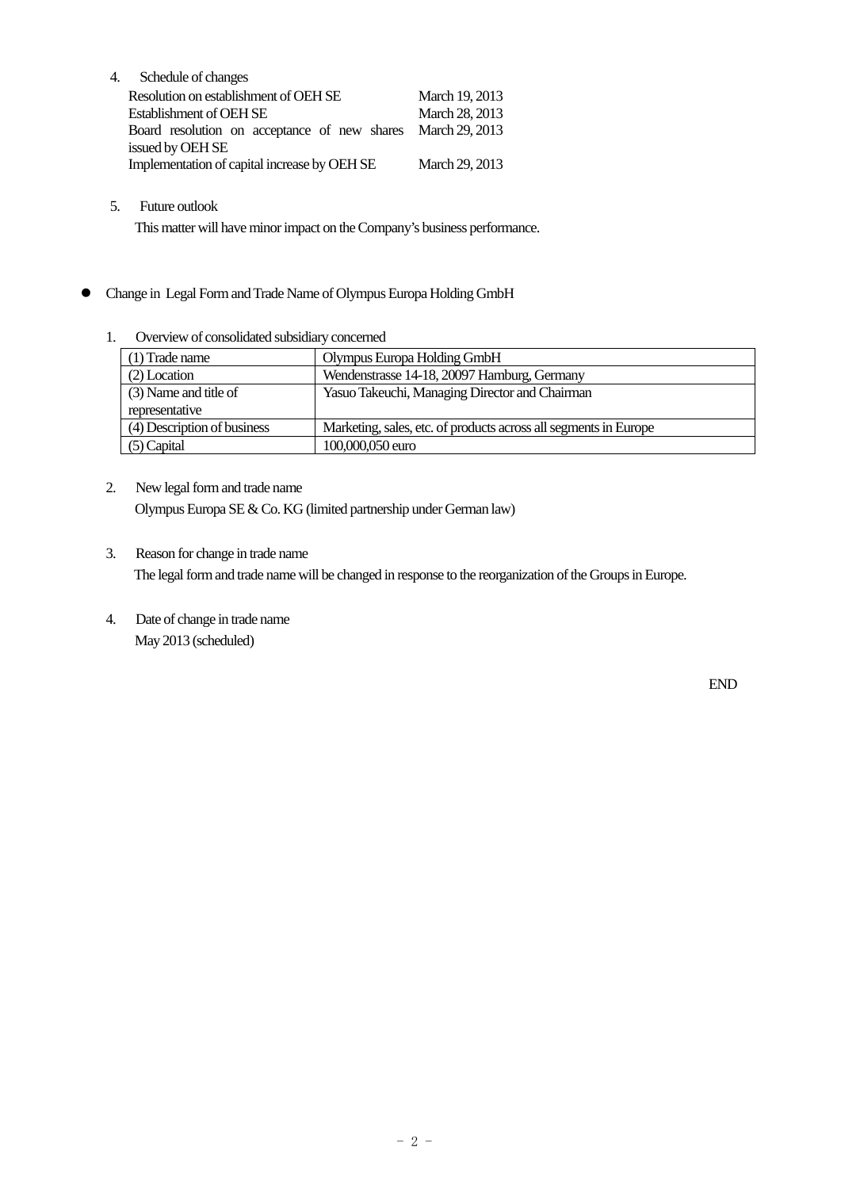4. Schedule of changes

| | |
|---|---|
| Resolution on establishment of OEH SE | March 19, 2013 |
| Establishment of OEH SE | March 28, 2013 |
| Board resolution on acceptance of new shares issued by OEH SE | March 29, 2013 |
| Implementation of capital increase by OEH SE | March 29, 2013 |

5. Future outlook

This matter will have minor impact on the Company's business performance.

- Change in Legal Form and Trade Name of Olympus Europa Holding GmbH

1. Overview of consolidated subsidiary concerned

| | |
|---|---|
| (1) Trade name | Olympus Europa Holding GmbH |
| (2) Location | Wendenstrasse 14-18, 20097 Hamburg, Germany |
| (3) Name and title of representative | Yasuo Takeuchi, Managing Director and Chairman |
| (4) Description of business | Marketing, sales, etc. of products across all segments in Europe |
| (5) Capital | 100,000,050 euro |

2. New legal form and trade name

Olympus Europa SE & Co. KG (limited partnership under German law)

3. Reason for change in trade name

The legal form and trade name will be changed in response to the reorganization of the Groups in Europe.

4. Date of change in trade name

May 2013 (scheduled)

END